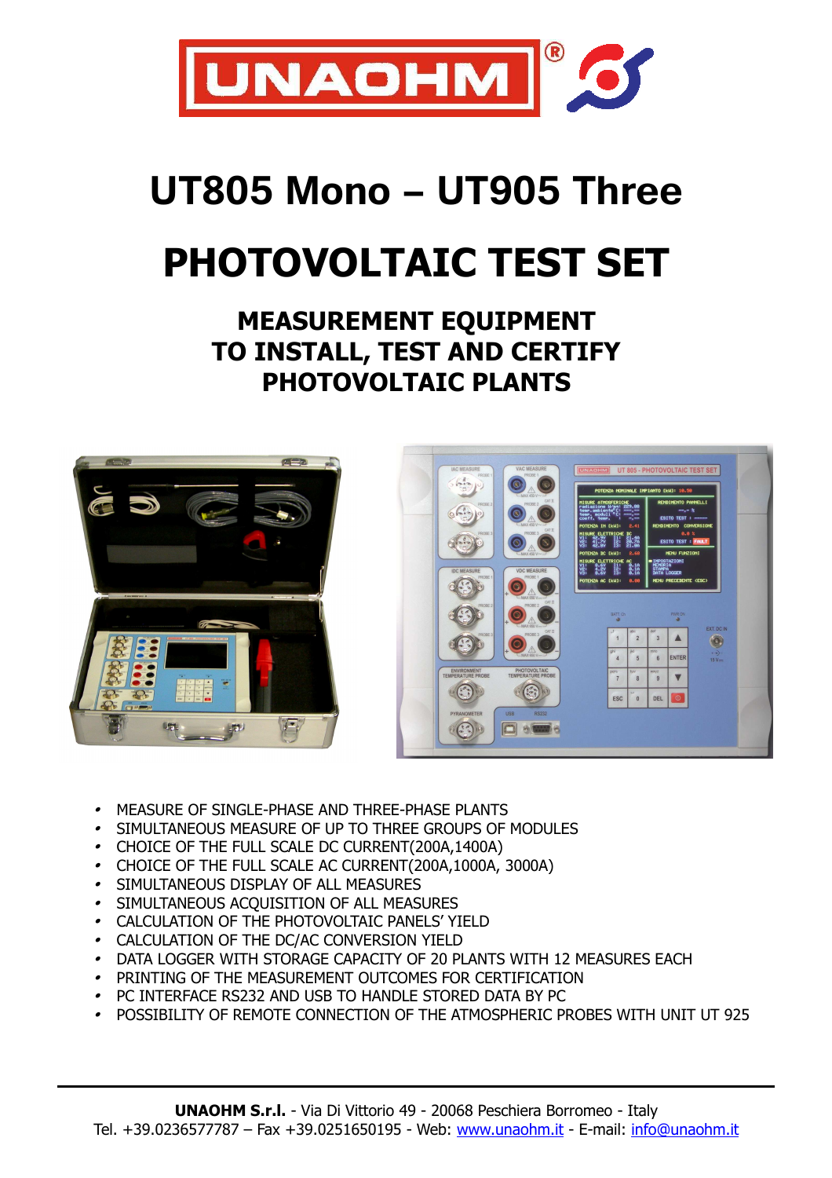# UT805 Mono – UT905 Three

# PHOTOVOLTAIC TEST SET

## MEASUREMENT EQUIPMENT TO INSTALL, TEST AND CERTIFY PHOTOVOLTAIC PLANTS

- MEASURE OF SINGLE-PHASE AND THREE-PHASE PLANTS
- SIMULTANEOUS MEASURE OF UP TO THREE GROUPS OF MODULES
- CHOICE OF THE FULL SCALE DC CURRENT(200A,1400A)
- CHOICE OF THE FULL SCALE AC CURRENT(200A,1000A, 3000A)
- SIMULTANEOUS DISPLAY OF ALL MEASURES
- SIMULTANEOUS ACQUISITION OF ALL MEASURES
- CALCULATION OF THE PHOTOVOLTAIC PANELS' YIELD
- CALCULATION OF THE DC/AC CONVERSION YIELD
- DATA LOGGER WITH STORAGE CAPACITY OF 20 PLANTS WITH 12 MEASURES EACH
- PRINTING OF THE MEASUREMENT OUTCOMES FOR CERTIFICATION
- PC INTERFACE RS232 AND USB TO HANDLE STORED DATA BY PC
- POSSIBILITY OF REMOTE CONNECTION OF THE ATMOSPHERIC PROBES WITH UNIT UT 925

**UNAOHM S.r.l.** - Via Di Vittorio 49 - 20068 Peschiera Borromeo - Italy
Tel. +39.0236577787 – Fax +39.0251650195 - Web: www.unaohm.it - E-mail: info@unaohm.it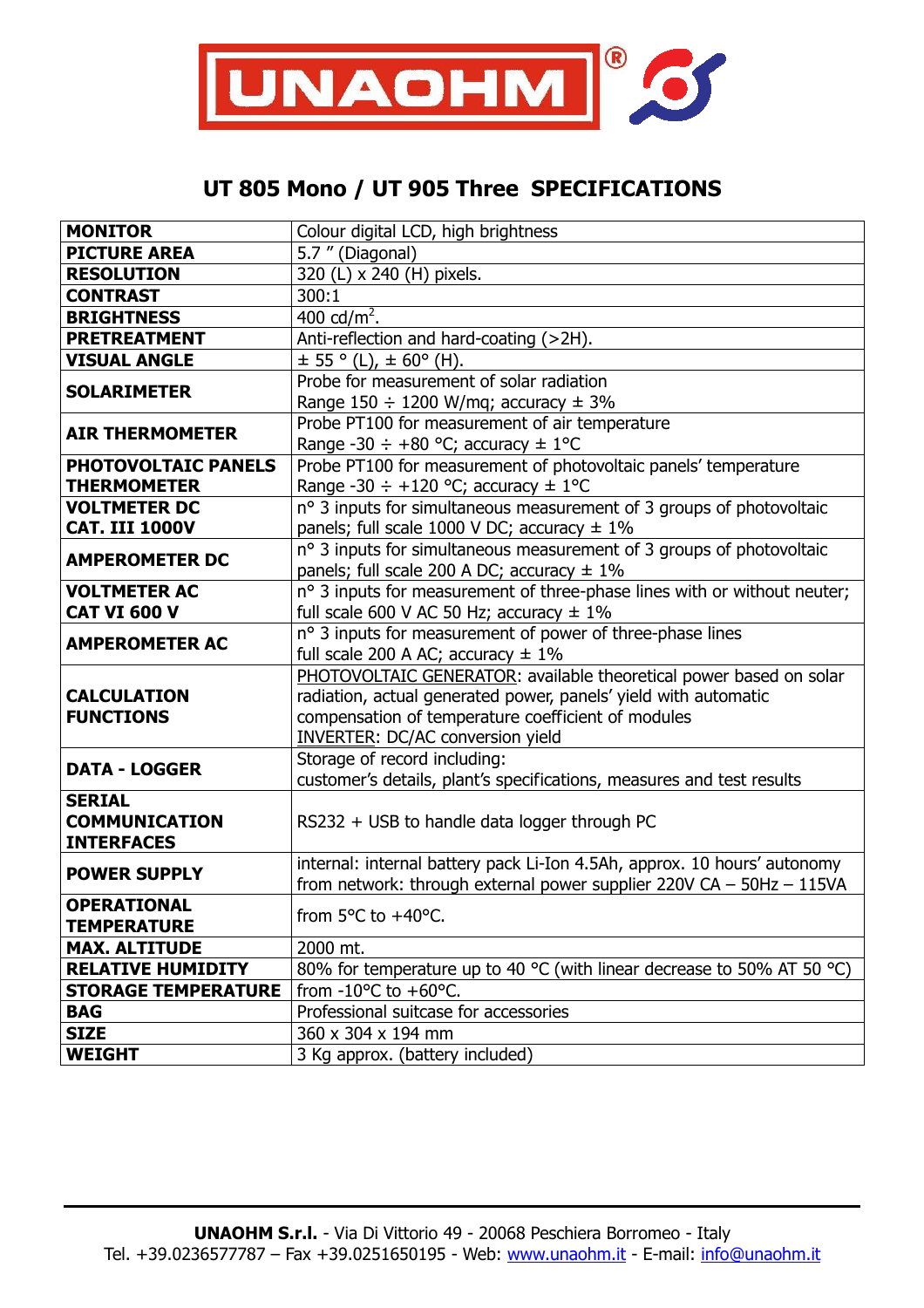UNAOHM®

# UT 805 Mono / UT 905 Three SPECIFICATIONS

| | |
|---|---|
| **MONITOR** | Colour digital LCD, high brightness |
| **PICTURE AREA** | 5.7 ″ (Diagonal) |
| **RESOLUTION** | 320 (L) x 240 (H) pixels. |
| **CONTRAST** | 300:1 |
| **BRIGHTNESS** | 400 cd/m$^2$. |
| **PRETREATMENT** | Anti-reflection and hard-coating (>2H). |
| **VISUAL ANGLE** | ± 55 ° (L), ± 60° (H). |
| **SOLARIMETER** | Probe for measurement of solar radiation<br>Range 150 ÷ 1200 W/mq; accuracy ± 3% |
| **AIR THERMOMETER** | Probe PT100 for measurement of air temperature<br>Range -30 ÷ +80 °C; accuracy ± 1°C |
| **PHOTOVOLTAIC PANELS THERMOMETER** | Probe PT100 for measurement of photovoltaic panels' temperature<br>Range -30 ÷ +120 °C; accuracy ± 1°C |
| **VOLTMETER DC CAT. III 1000V** | n° 3 inputs for simultaneous measurement of 3 groups of photovoltaic panels; full scale 1000 V DC; accuracy ± 1% |
| **AMPEROMETER DC** | n° 3 inputs for simultaneous measurement of 3 groups of photovoltaic panels; full scale 200 A DC; accuracy ± 1% |
| **VOLTMETER AC CAT VI 600 V** | n° 3 inputs for measurement of three-phase lines with or without neuter; full scale 600 V AC 50 Hz; accuracy ± 1% |
| **AMPEROMETER AC** | n° 3 inputs for measurement of power of three-phase lines<br>full scale 200 A AC; accuracy ± 1% |
| **CALCULATION FUNCTIONS** | PHOTOVOLTAIC GENERATOR: available theoretical power based on solar radiation, actual generated power, panels' yield with automatic compensation of temperature coefficient of modules<br>INVERTER: DC/AC conversion yield |
| **DATA - LOGGER** | Storage of record including:<br>customer's details, plant's specifications, measures and test results |
| **SERIAL COMMUNICATION INTERFACES** | RS232 + USB to handle data logger through PC |
| **POWER SUPPLY** | internal: internal battery pack Li-Ion 4.5Ah, approx. 10 hours' autonomy<br>from network: through external power supplier 220V CA – 50Hz – 115VA |
| **OPERATIONAL TEMPERATURE** | from 5°C to +40°C. |
| **MAX. ALTITUDE** | 2000 mt. |
| **RELATIVE HUMIDITY** | 80% for temperature up to 40 °C (with linear decrease to 50% AT 50 °C) |
| **STORAGE TEMPERATURE** | from -10°C to +60°C. |
| **BAG** | Professional suitcase for accessories |
| **SIZE** | 360 x 304 x 194 mm |
| **WEIGHT** | 3 Kg approx. (battery included) |

**UNAOHM S.r.l.** - Via Di Vittorio 49 - 20068 Peschiera Borromeo - Italy
Tel. +39.0236577787 – Fax +39.0251650195 - Web: www.unaohm.it - E-mail: info@unaohm.it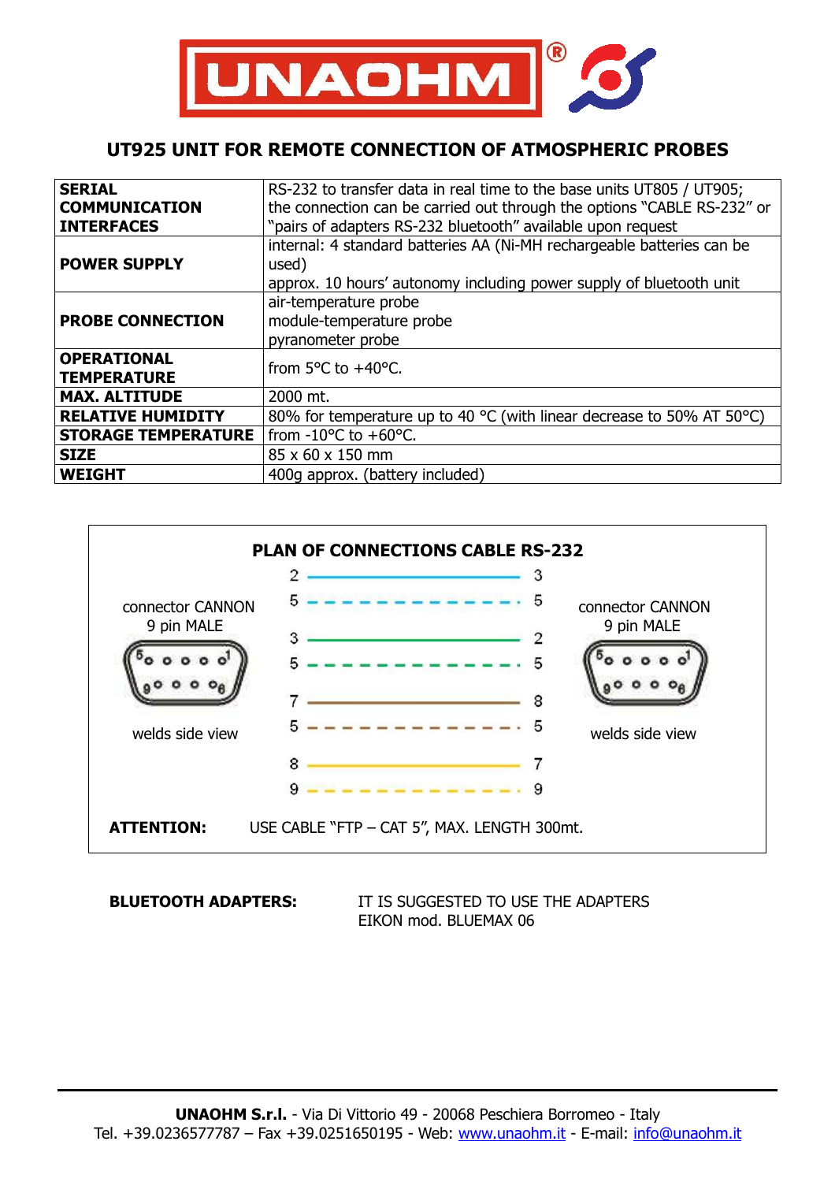# UT925 UNIT FOR REMOTE CONNECTION OF ATMOSPHERIC PROBES

| | |
|---|---|
| **SERIAL COMMUNICATION INTERFACES** | RS-232 to transfer data in real time to the base units UT805 / UT905; the connection can be carried out through the options "CABLE RS-232" or "pairs of adapters RS-232 bluetooth" available upon request |
| **POWER SUPPLY** | internal: 4 standard batteries AA (Ni-MH rechargeable batteries can be used)<br>approx. 10 hours' autonomy including power supply of bluetooth unit |
| **PROBE CONNECTION** | air-temperature probe<br>module-temperature probe<br>pyranometer probe |
| **OPERATIONAL TEMPERATURE** | from 5°C to +40°C. |
| **MAX. ALTITUDE** | 2000 mt. |
| **RELATIVE HUMIDITY** | 80% for temperature up to 40 °C (with linear decrease to 50% AT 50°C) |
| **STORAGE TEMPERATURE** | from -10°C to +60°C. |
| **SIZE** | 85 x 60 x 150 mm |
| **WEIGHT** | 400g approx. (battery included) |

## PLAN OF CONNECTIONS CABLE RS-232

connector CANNON 9 pin MALE — welds side view (left)

connector CANNON 9 pin MALE — welds side view (right)

| Left connector pin | Right connector pin |
|---|---|
| 2 | 3 |
| 5 | 5 |
| 3 | 2 |
| 5 | 5 |
| 7 | 8 |
| 5 | 5 |
| 8 | 7 |
| 9 | 9 |

**ATTENTION:** USE CABLE "FTP – CAT 5", MAX. LENGTH 300mt.

**BLUETOOTH ADAPTERS:** IT IS SUGGESTED TO USE THE ADAPTERS EIKON mod. BLUEMAX 06

**UNAOHM S.r.l.** - Via Di Vittorio 49 - 20068 Peschiera Borromeo - Italy
Tel. +39.0236577787 – Fax +39.0251650195 - Web: www.unaohm.it - E-mail: info@unaohm.it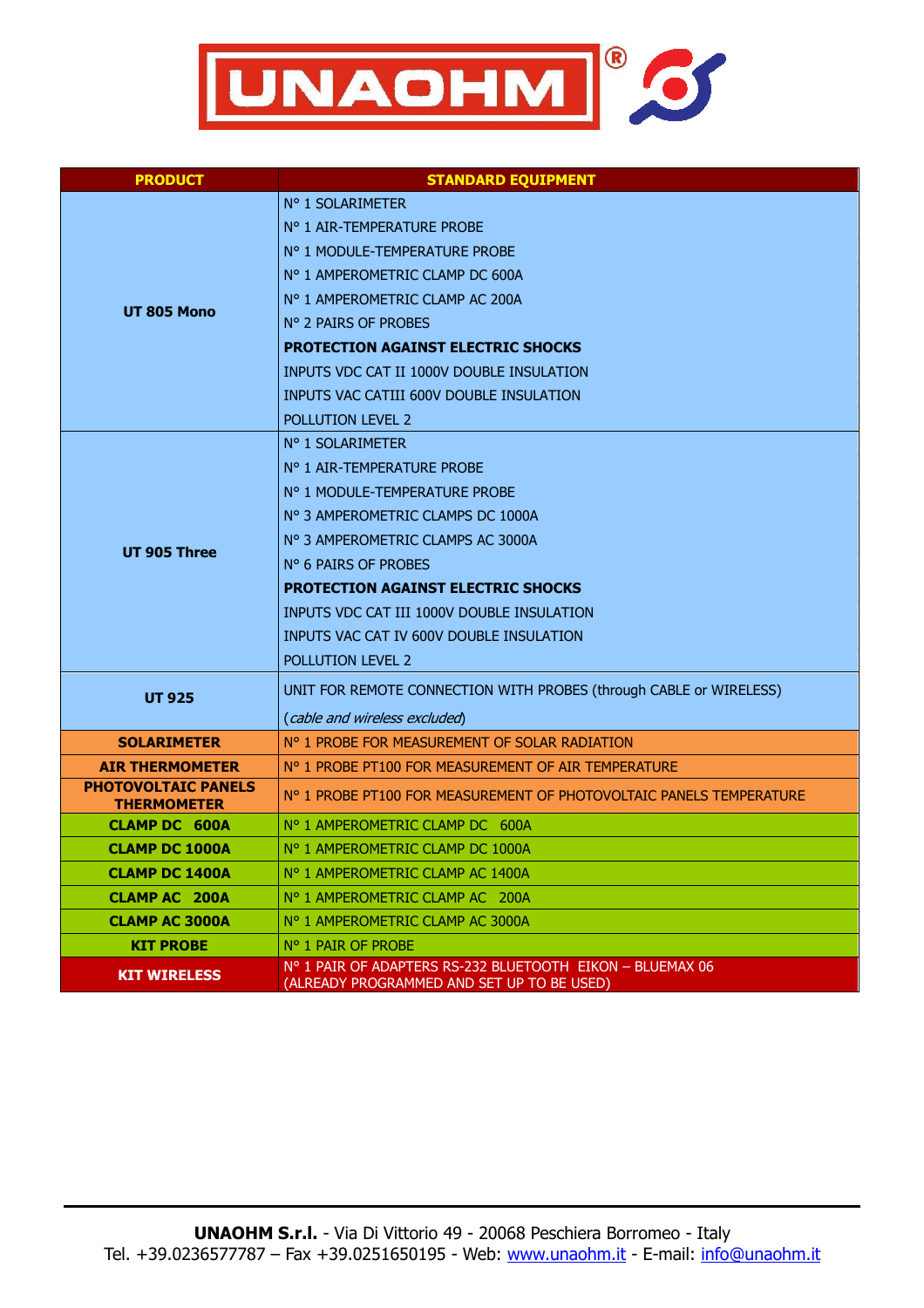UNAOHM®

| PRODUCT | STANDARD EQUIPMENT |
| --- | --- |
| **UT 805 Mono** | N° 1 SOLARIMETER<br>N° 1 AIR-TEMPERATURE PROBE<br>N° 1 MODULE-TEMPERATURE PROBE<br>N° 1 AMPEROMETRIC CLAMP DC 600A<br>N° 1 AMPEROMETRIC CLAMP AC 200A<br>N° 2 PAIRS OF PROBES<br>**PROTECTION AGAINST ELECTRIC SHOCKS**<br>INPUTS VDC CAT II 1000V DOUBLE INSULATION<br>INPUTS VAC CATIII 600V DOUBLE INSULATION<br>POLLUTION LEVEL 2 |
| **UT 905 Three** | N° 1 SOLARIMETER<br>N° 1 AIR-TEMPERATURE PROBE<br>N° 1 MODULE-TEMPERATURE PROBE<br>N° 3 AMPEROMETRIC CLAMPS DC 1000A<br>N° 3 AMPEROMETRIC CLAMPS AC 3000A<br>N° 6 PAIRS OF PROBES<br>**PROTECTION AGAINST ELECTRIC SHOCKS**<br>INPUTS VDC CAT III 1000V DOUBLE INSULATION<br>INPUTS VAC CAT IV 600V DOUBLE INSULATION<br>POLLUTION LEVEL 2 |
| **UT 925** | UNIT FOR REMOTE CONNECTION WITH PROBES (through CABLE or WIRELESS)<br>(*cable and wireless excluded*) |
| **SOLARIMETER** | N° 1 PROBE FOR MEASUREMENT OF SOLAR RADIATION |
| **AIR THERMOMETER** | N° 1 PROBE PT100 FOR MEASUREMENT OF AIR TEMPERATURE |
| **PHOTOVOLTAIC PANELS THERMOMETER** | N° 1 PROBE PT100 FOR MEASUREMENT OF PHOTOVOLTAIC PANELS TEMPERATURE |
| **CLAMP DC 600A** | N° 1 AMPEROMETRIC CLAMP DC 600A |
| **CLAMP DC 1000A** | N° 1 AMPEROMETRIC CLAMP DC 1000A |
| **CLAMP DC 1400A** | N° 1 AMPEROMETRIC CLAMP AC 1400A |
| **CLAMP AC 200A** | N° 1 AMPEROMETRIC CLAMP AC 200A |
| **CLAMP AC 3000A** | N° 1 AMPEROMETRIC CLAMP AC 3000A |
| **KIT PROBE** | N° 1 PAIR OF PROBE |
| **KIT WIRELESS** | N° 1 PAIR OF ADAPTERS RS-232 BLUETOOTH EIKON – BLUEMAX 06<br>(ALREADY PROGRAMMED AND SET UP TO BE USED) |

**UNAOHM S.r.l.** - Via Di Vittorio 49 - 20068 Peschiera Borromeo - Italy
Tel. +39.0236577787 – Fax +39.0251650195 - Web: www.unaohm.it - E-mail: info@unaohm.it